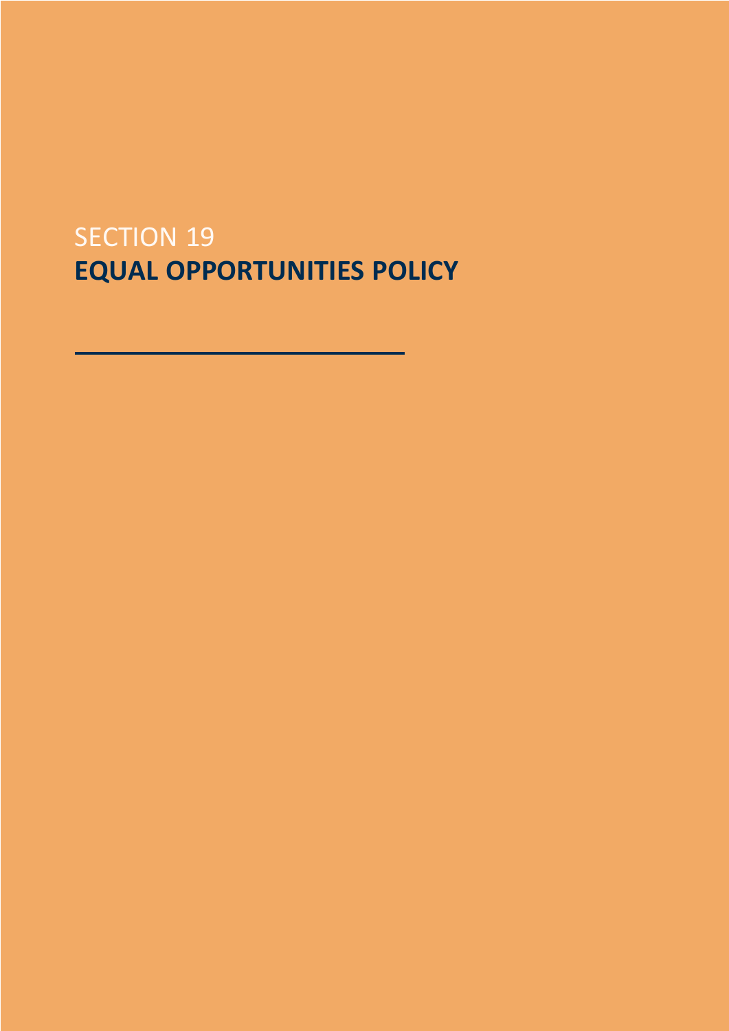SECTION 19

# EQUAL OPPORTUNITIES POLICY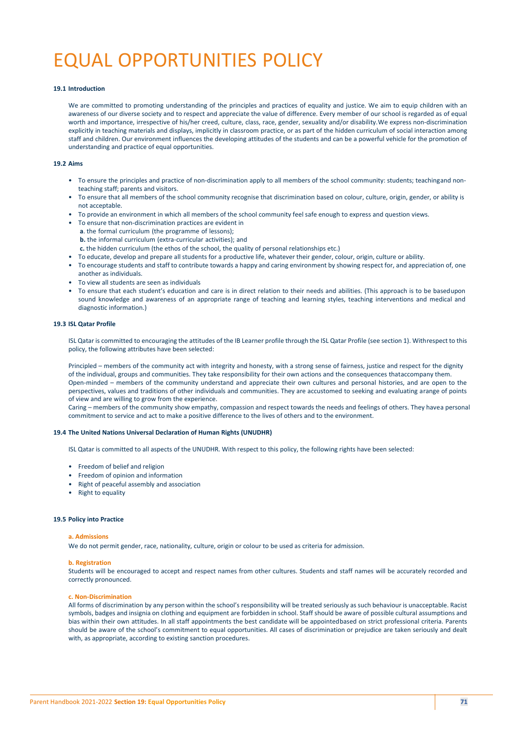# EQUAL OPPORTUNITIES POLICY

**19.1 Introduction**

We are committed to promoting understanding of the principles and practices of equality and justice. We aim to equip children with an awareness of our diverse society and to respect and appreciate the value of difference. Every member of our school is regarded as of equal worth and importance, irrespective of his/her creed, culture, class, race, gender, sexuality and/or disability. We express non-discrimination explicitly in teaching materials and displays, implicitly in classroom practice, or as part of the hidden curriculum of social interaction among staff and children. Our environment influences the developing attitudes of the students and can be a powerful vehicle for the promotion of understanding and practice of equal opportunities.

**19.2 Aims**

- To ensure the principles and practice of non-discrimination apply to all members of the school community: students; teaching and non-teaching staff; parents and visitors.
- To ensure that all members of the school community recognise that discrimination based on colour, culture, origin, gender, or ability is not acceptable.
- To provide an environment in which all members of the school community feel safe enough to express and question views.
- To ensure that non-discrimination practices are evident in
  **a**. the formal curriculum (the programme of lessons);
  **b.** the informal curriculum (extra-curricular activities); and
  **c.** the hidden curriculum (the ethos of the school, the quality of personal relationships etc.)
- To educate, develop and prepare all students for a productive life, whatever their gender, colour, origin, culture or ability.
- To encourage students and staff to contribute towards a happy and caring environment by showing respect for, and appreciation of, one another as individuals.
- To view all students are seen as individuals
- To ensure that each student's education and care is in direct relation to their needs and abilities. (This approach is to be based upon sound knowledge and awareness of an appropriate range of teaching and learning styles, teaching interventions and medical and diagnostic information.)

**19.3 ISL Qatar Profile**

ISL Qatar is committed to encouraging the attitudes of the IB Learner profile through the ISL Qatar Profile (see section 1). With respect to this policy, the following attributes have been selected:

Principled – members of the community act with integrity and honesty, with a strong sense of fairness, justice and respect for the dignity of the individual, groups and communities. They take responsibility for their own actions and the consequences that accompany them.
Open-minded – members of the community understand and appreciate their own cultures and personal histories, and are open to the perspectives, values and traditions of other individuals and communities. They are accustomed to seeking and evaluating a range of points of view and are willing to grow from the experience.
Caring – members of the community show empathy, compassion and respect towards the needs and feelings of others. They have a personal commitment to service and act to make a positive difference to the lives of others and to the environment.

**19.4 The United Nations Universal Declaration of Human Rights (UNUDHR)**

ISL Qatar is committed to all aspects of the UNUDHR. With respect to this policy, the following rights have been selected:

- Freedom of belief and religion
- Freedom of opinion and information
- Right of peaceful assembly and association
- Right to equality

**19.5 Policy into Practice**

**a. Admissions**

We do not permit gender, race, nationality, culture, origin or colour to be used as criteria for admission.

**b. Registration**

Students will be encouraged to accept and respect names from other cultures. Students and staff names will be accurately recorded and correctly pronounced.

**c. Non-Discrimination**

All forms of discrimination by any person within the school's responsibility will be treated seriously as such behaviour is unacceptable. Racist symbols, badges and insignia on clothing and equipment are forbidden in school. Staff should be aware of possible cultural assumptions and bias within their own attitudes. In all staff appointments the best candidate will be appointed based on strict professional criteria. Parents should be aware of the school's commitment to equal opportunities. All cases of discrimination or prejudice are taken seriously and dealt with, as appropriate, according to existing sanction procedures.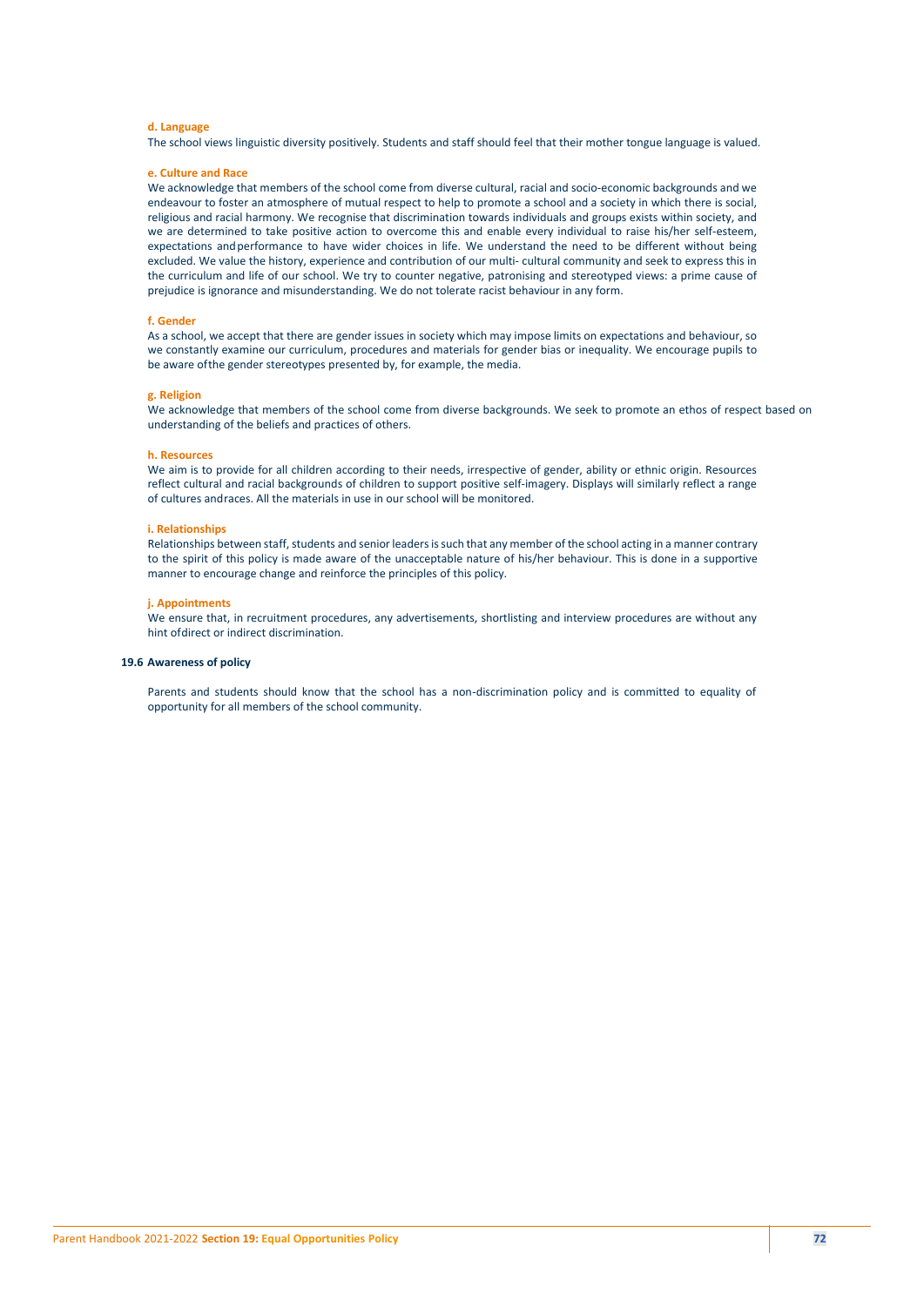#### d. Language

The school views linguistic diversity positively. Students and staff should feel that their mother tongue language is valued.

#### e. Culture and Race

We acknowledge that members of the school come from diverse cultural, racial and socio-economic backgrounds and we endeavour to foster an atmosphere of mutual respect to help to promote a school and a society in which there is social, religious and racial harmony. We recognise that discrimination towards individuals and groups exists within society, and we are determined to take positive action to overcome this and enable every individual to raise his/her self-esteem, expectations and performance to have wider choices in life. We understand the need to be different without being excluded. We value the history, experience and contribution of our multi- cultural community and seek to express this in the curriculum and life of our school. We try to counter negative, patronising and stereotyped views: a prime cause of prejudice is ignorance and misunderstanding. We do not tolerate racist behaviour in any form.

#### f. Gender

As a school, we accept that there are gender issues in society which may impose limits on expectations and behaviour, so we constantly examine our curriculum, procedures and materials for gender bias or inequality. We encourage pupils to be aware of the gender stereotypes presented by, for example, the media.

#### g. Religion

We acknowledge that members of the school come from diverse backgrounds. We seek to promote an ethos of respect based on understanding of the beliefs and practices of others.

#### h. Resources

We aim is to provide for all children according to their needs, irrespective of gender, ability or ethnic origin. Resources reflect cultural and racial backgrounds of children to support positive self-imagery. Displays will similarly reflect a range of cultures and races. All the materials in use in our school will be monitored.

#### i. Relationships

Relationships between staff, students and senior leaders is such that any member of the school acting in a manner contrary to the spirit of this policy is made aware of the unacceptable nature of his/her behaviour. This is done in a supportive manner to encourage change and reinforce the principles of this policy.

#### j. Appointments

We ensure that, in recruitment procedures, any advertisements, shortlisting and interview procedures are without any hint of direct or indirect discrimination.

### 19.6 Awareness of policy

Parents and students should know that the school has a non-discrimination policy and is committed to equality of opportunity for all members of the school community.